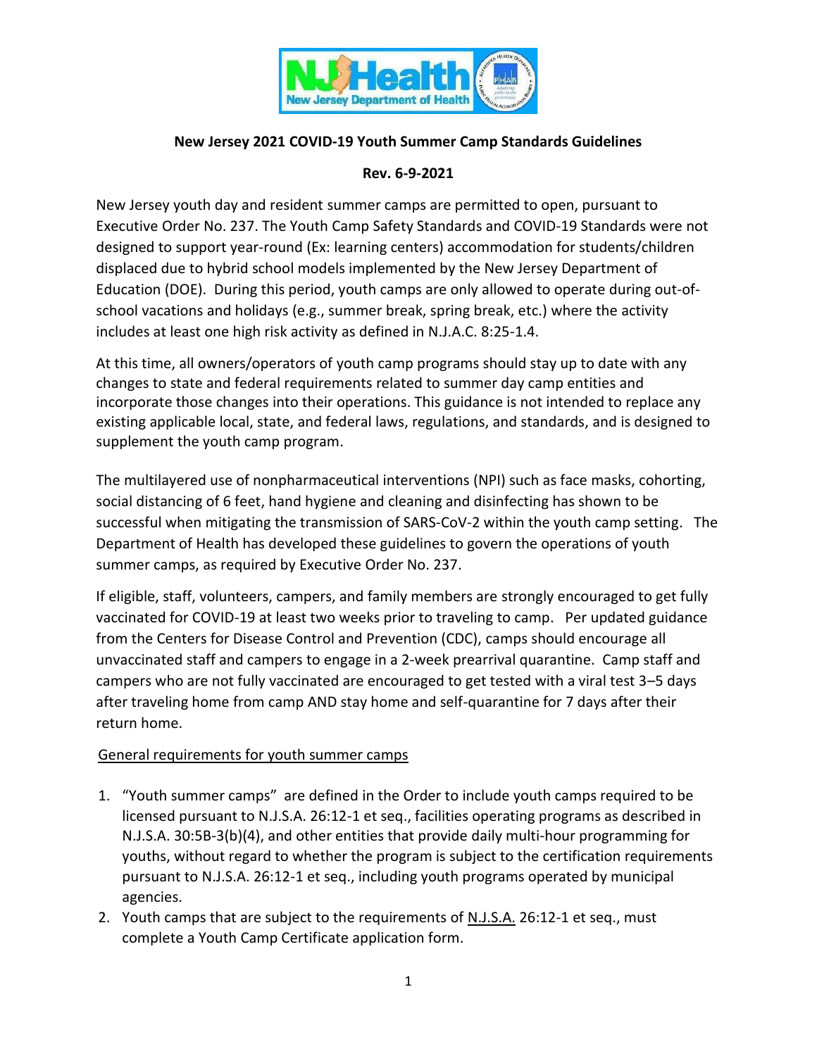**New Jersey 2021 COVID-19 Youth Summer Camp Standards Guidelines**

**Rev. 6-9-2021**

New Jersey youth day and resident summer camps are permitted to open, pursuant to Executive Order No. 237. The Youth Camp Safety Standards and COVID-19 Standards were not designed to support year-round (Ex: learning centers) accommodation for students/children displaced due to hybrid school models implemented by the New Jersey Department of Education (DOE). During this period, youth camps are only allowed to operate during out-of-school vacations and holidays (e.g., summer break, spring break, etc.) where the activity includes at least one high risk activity as defined in N.J.A.C. 8:25-1.4.

At this time, all owners/operators of youth camp programs should stay up to date with any changes to state and federal requirements related to summer day camp entities and incorporate those changes into their operations. This guidance is not intended to replace any existing applicable local, state, and federal laws, regulations, and standards, and is designed to supplement the youth camp program.

The multilayered use of nonpharmaceutical interventions (NPI) such as face masks, cohorting, social distancing of 6 feet, hand hygiene and cleaning and disinfecting has shown to be successful when mitigating the transmission of SARS-CoV-2 within the youth camp setting. The Department of Health has developed these guidelines to govern the operations of youth summer camps, as required by Executive Order No. 237.

If eligible, staff, volunteers, campers, and family members are strongly encouraged to get fully vaccinated for COVID-19 at least two weeks prior to traveling to camp. Per updated guidance from the Centers for Disease Control and Prevention (CDC), camps should encourage all unvaccinated staff and campers to engage in a 2-week prearrival quarantine. Camp staff and campers who are not fully vaccinated are encouraged to get tested with a viral test 3–5 days after traveling home from camp AND stay home and self-quarantine for 7 days after their return home.

General requirements for youth summer camps

1. "Youth summer camps" are defined in the Order to include youth camps required to be licensed pursuant to N.J.S.A. 26:12-1 et seq., facilities operating programs as described in N.J.S.A. 30:5B-3(b)(4), and other entities that provide daily multi-hour programming for youths, without regard to whether the program is subject to the certification requirements pursuant to N.J.S.A. 26:12-1 et seq., including youth programs operated by municipal agencies.
2. Youth camps that are subject to the requirements of N.J.S.A. 26:12-1 et seq., must complete a Youth Camp Certificate application form.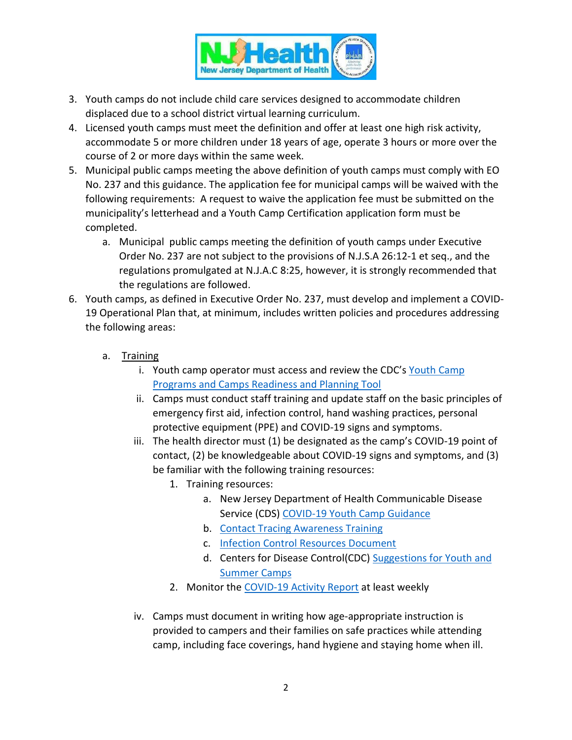3. Youth camps do not include child care services designed to accommodate children displaced due to a school district virtual learning curriculum.
4. Licensed youth camps must meet the definition and offer at least one high risk activity, accommodate 5 or more children under 18 years of age, operate 3 hours or more over the course of 2 or more days within the same week.
5. Municipal public camps meeting the above definition of youth camps must comply with EO No. 237 and this guidance. The application fee for municipal camps will be waived with the following requirements: A request to waive the application fee must be submitted on the municipality's letterhead and a Youth Camp Certification application form must be completed.
   a. Municipal public camps meeting the definition of youth camps under Executive Order No. 237 are not subject to the provisions of N.J.S.A 26:12-1 et seq., and the regulations promulgated at N.J.A.C 8:25, however, it is strongly recommended that the regulations are followed.
6. Youth camps, as defined in Executive Order No. 237, must develop and implement a COVID-19 Operational Plan that, at minimum, includes written policies and procedures addressing the following areas:

   a. Training
      i. Youth camp operator must access and review the CDC's Youth Camp Programs and Camps Readiness and Planning Tool
      ii. Camps must conduct staff training and update staff on the basic principles of emergency first aid, infection control, hand washing practices, personal protective equipment (PPE) and COVID-19 signs and symptoms.
      iii. The health director must (1) be designated as the camp's COVID-19 point of contact, (2) be knowledgeable about COVID-19 signs and symptoms, and (3) be familiar with the following training resources:
         1. Training resources:
            a. New Jersey Department of Health Communicable Disease Service (CDS) COVID-19 Youth Camp Guidance
            b. Contact Tracing Awareness Training
            c. Infection Control Resources Document
            d. Centers for Disease Control(CDC) Suggestions for Youth and Summer Camps
         2. Monitor the COVID-19 Activity Report at least weekly

      iv. Camps must document in writing how age-appropriate instruction is provided to campers and their families on safe practices while attending camp, including face coverings, hand hygiene and staying home when ill.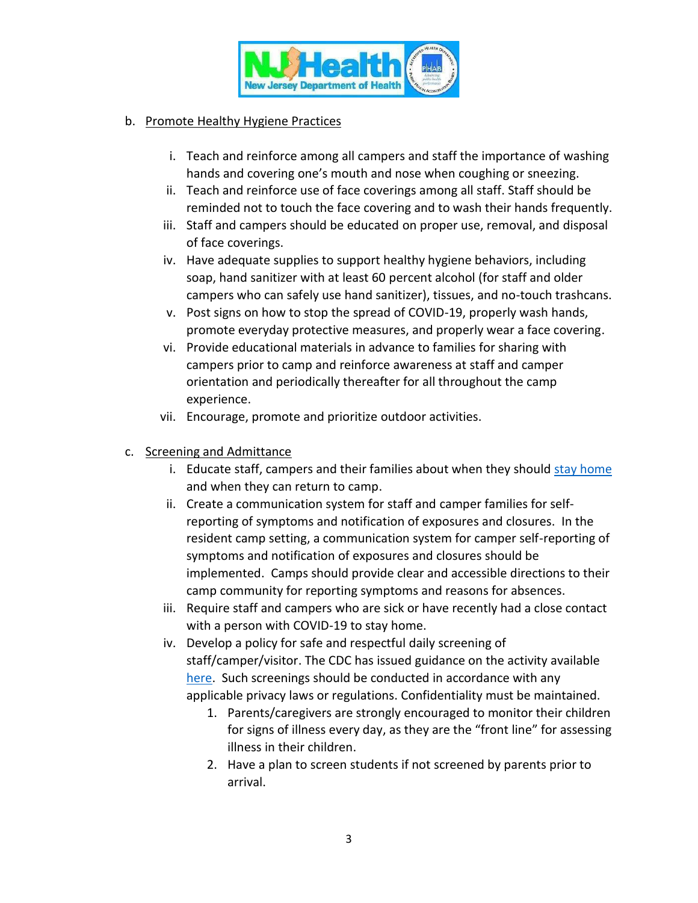b. Promote Healthy Hygiene Practices

   i. Teach and reinforce among all campers and staff the importance of washing hands and covering one's mouth and nose when coughing or sneezing.
   ii. Teach and reinforce use of face coverings among all staff. Staff should be reminded not to touch the face covering and to wash their hands frequently.
   iii. Staff and campers should be educated on proper use, removal, and disposal of face coverings.
   iv. Have adequate supplies to support healthy hygiene behaviors, including soap, hand sanitizer with at least 60 percent alcohol (for staff and older campers who can safely use hand sanitizer), tissues, and no-touch trashcans.
   v. Post signs on how to stop the spread of COVID-19, properly wash hands, promote everyday protective measures, and properly wear a face covering.
   vi. Provide educational materials in advance to families for sharing with campers prior to camp and reinforce awareness at staff and camper orientation and periodically thereafter for all throughout the camp experience.
   vii. Encourage, promote and prioritize outdoor activities.

c. Screening and Admittance

   i. Educate staff, campers and their families about when they should stay home and when they can return to camp.
   ii. Create a communication system for staff and camper families for self-reporting of symptoms and notification of exposures and closures. In the resident camp setting, a communication system for camper self-reporting of symptoms and notification of exposures and closures should be implemented. Camps should provide clear and accessible directions to their camp community for reporting symptoms and reasons for absences.
   iii. Require staff and campers who are sick or have recently had a close contact with a person with COVID-19 to stay home.
   iv. Develop a policy for safe and respectful daily screening of staff/camper/visitor. The CDC has issued guidance on the activity available here. Such screenings should be conducted in accordance with any applicable privacy laws or regulations. Confidentiality must be maintained.
      1. Parents/caregivers are strongly encouraged to monitor their children for signs of illness every day, as they are the "front line" for assessing illness in their children.
      2. Have a plan to screen students if not screened by parents prior to arrival.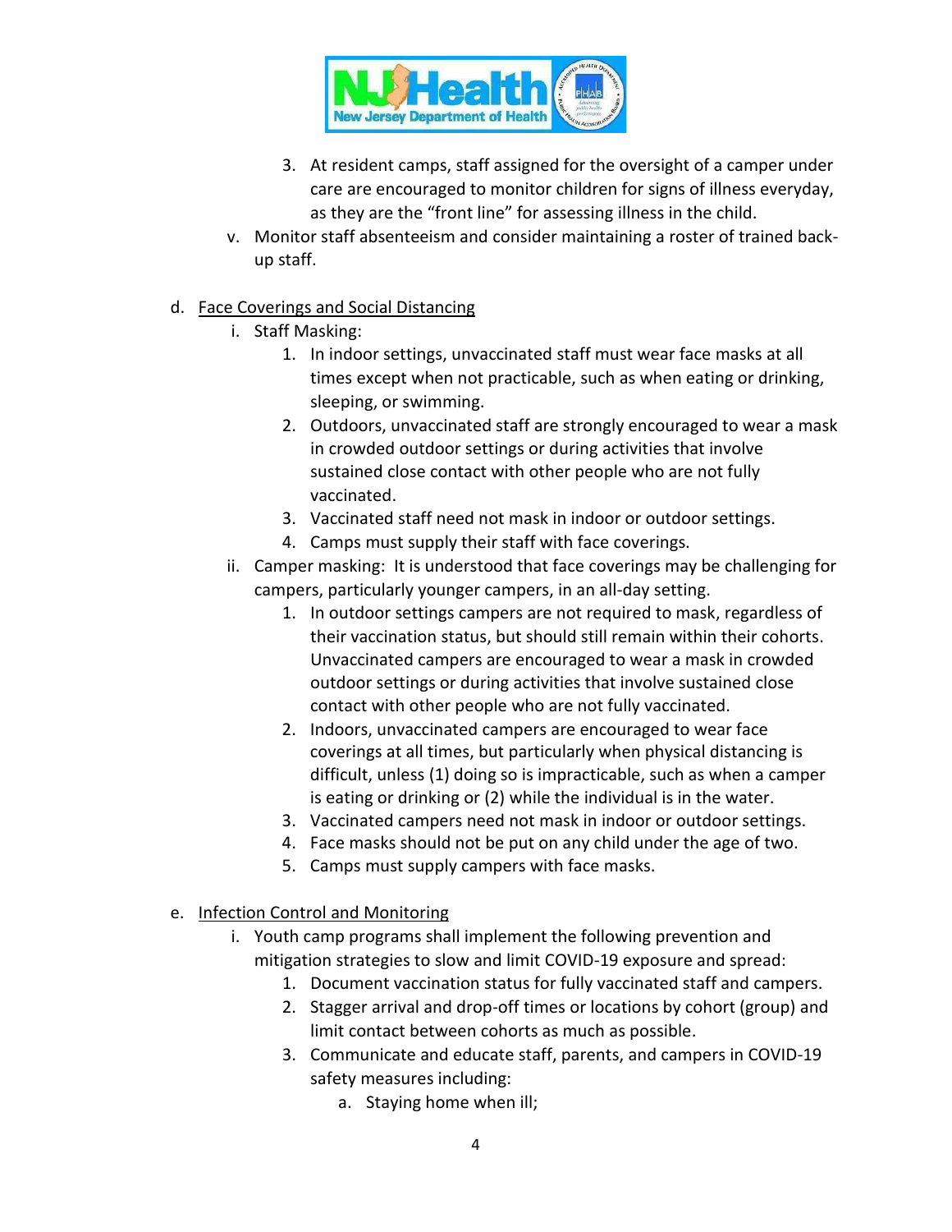3. At resident camps, staff assigned for the oversight of a camper under care are encouraged to monitor children for signs of illness everyday, as they are the "front line" for assessing illness in the child.

v. Monitor staff absenteeism and consider maintaining a roster of trained back-up staff.

d. <u>Face Coverings and Social Distancing</u>

i. Staff Masking:

1. In indoor settings, unvaccinated staff must wear face masks at all times except when not practicable, such as when eating or drinking, sleeping, or swimming.
2. Outdoors, unvaccinated staff are strongly encouraged to wear a mask in crowded outdoor settings or during activities that involve sustained close contact with other people who are not fully vaccinated.
3. Vaccinated staff need not mask in indoor or outdoor settings.
4. Camps must supply their staff with face coverings.

ii. Camper masking: It is understood that face coverings may be challenging for campers, particularly younger campers, in an all-day setting.

1. In outdoor settings campers are not required to mask, regardless of their vaccination status, but should still remain within their cohorts. Unvaccinated campers are encouraged to wear a mask in crowded outdoor settings or during activities that involve sustained close contact with other people who are not fully vaccinated.
2. Indoors, unvaccinated campers are encouraged to wear face coverings at all times, but particularly when physical distancing is difficult, unless (1) doing so is impracticable, such as when a camper is eating or drinking or (2) while the individual is in the water.
3. Vaccinated campers need not mask in indoor or outdoor settings.
4. Face masks should not be put on any child under the age of two.
5. Camps must supply campers with face masks.

e. <u>Infection Control and Monitoring</u>

i. Youth camp programs shall implement the following prevention and mitigation strategies to slow and limit COVID-19 exposure and spread:

1. Document vaccination status for fully vaccinated staff and campers.
2. Stagger arrival and drop-off times or locations by cohort (group) and limit contact between cohorts as much as possible.
3. Communicate and educate staff, parents, and campers in COVID-19 safety measures including:
   a. Staying home when ill;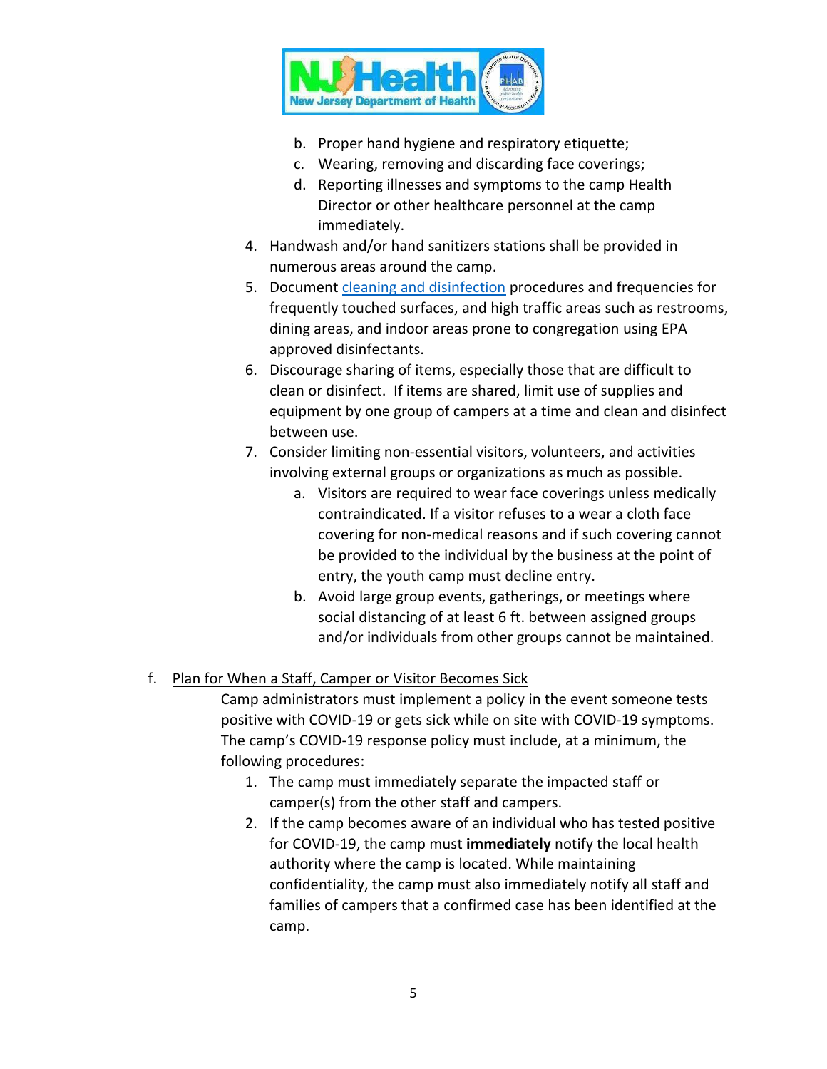b. Proper hand hygiene and respiratory etiquette;
   c. Wearing, removing and discarding face coverings;
   d. Reporting illnesses and symptoms to the camp Health Director or other healthcare personnel at the camp immediately.

4. Handwash and/or hand sanitizers stations shall be provided in numerous areas around the camp.
5. Document [cleaning and disinfection](#) procedures and frequencies for frequently touched surfaces, and high traffic areas such as restrooms, dining areas, and indoor areas prone to congregation using EPA approved disinfectants.
6. Discourage sharing of items, especially those that are difficult to clean or disinfect. If items are shared, limit use of supplies and equipment by one group of campers at a time and clean and disinfect between use.
7. Consider limiting non-essential visitors, volunteers, and activities involving external groups or organizations as much as possible.
   a. Visitors are required to wear face coverings unless medically contraindicated. If a visitor refuses to a wear a cloth face covering for non-medical reasons and if such covering cannot be provided to the individual by the business at the point of entry, the youth camp must decline entry.
   b. Avoid large group events, gatherings, or meetings where social distancing of at least 6 ft. between assigned groups and/or individuals from other groups cannot be maintained.

f. <u>Plan for When a Staff, Camper or Visitor Becomes Sick</u>

Camp administrators must implement a policy in the event someone tests positive with COVID-19 or gets sick while on site with COVID-19 symptoms. The camp's COVID-19 response policy must include, at a minimum, the following procedures:

1. The camp must immediately separate the impacted staff or camper(s) from the other staff and campers.
2. If the camp becomes aware of an individual who has tested positive for COVID-19, the camp must **immediately** notify the local health authority where the camp is located. While maintaining confidentiality, the camp must also immediately notify all staff and families of campers that a confirmed case has been identified at the camp.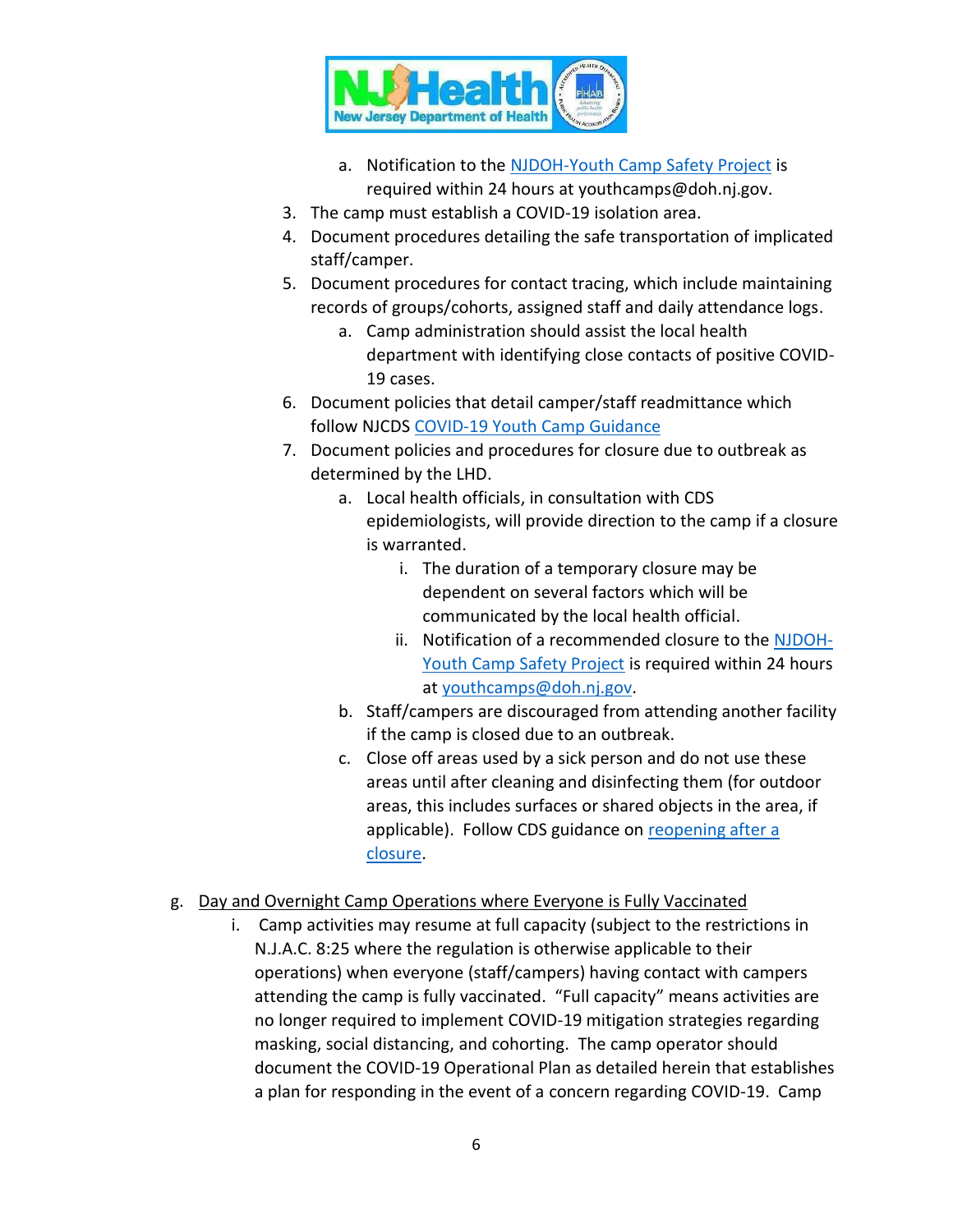a. Notification to the NJDOH-Youth Camp Safety Project is required within 24 hours at youthcamps@doh.nj.gov.

3. The camp must establish a COVID-19 isolation area.
4. Document procedures detailing the safe transportation of implicated staff/camper.
5. Document procedures for contact tracing, which include maintaining records of groups/cohorts, assigned staff and daily attendance logs.
   a. Camp administration should assist the local health department with identifying close contacts of positive COVID-19 cases.
6. Document policies that detail camper/staff readmittance which follow NJCDS COVID-19 Youth Camp Guidance
7. Document policies and procedures for closure due to outbreak as determined by the LHD.
   a. Local health officials, in consultation with CDS epidemiologists, will provide direction to the camp if a closure is warranted.
      i. The duration of a temporary closure may be dependent on several factors which will be communicated by the local health official.
      ii. Notification of a recommended closure to the NJDOH-Youth Camp Safety Project is required within 24 hours at youthcamps@doh.nj.gov.
   b. Staff/campers are discouraged from attending another facility if the camp is closed due to an outbreak.
   c. Close off areas used by a sick person and do not use these areas until after cleaning and disinfecting them (for outdoor areas, this includes surfaces or shared objects in the area, if applicable). Follow CDS guidance on reopening after a closure.

g. Day and Overnight Camp Operations where Everyone is Fully Vaccinated

i. Camp activities may resume at full capacity (subject to the restrictions in N.J.A.C. 8:25 where the regulation is otherwise applicable to their operations) when everyone (staff/campers) having contact with campers attending the camp is fully vaccinated. "Full capacity" means activities are no longer required to implement COVID-19 mitigation strategies regarding masking, social distancing, and cohorting. The camp operator should document the COVID-19 Operational Plan as detailed herein that establishes a plan for responding in the event of a concern regarding COVID-19. Camp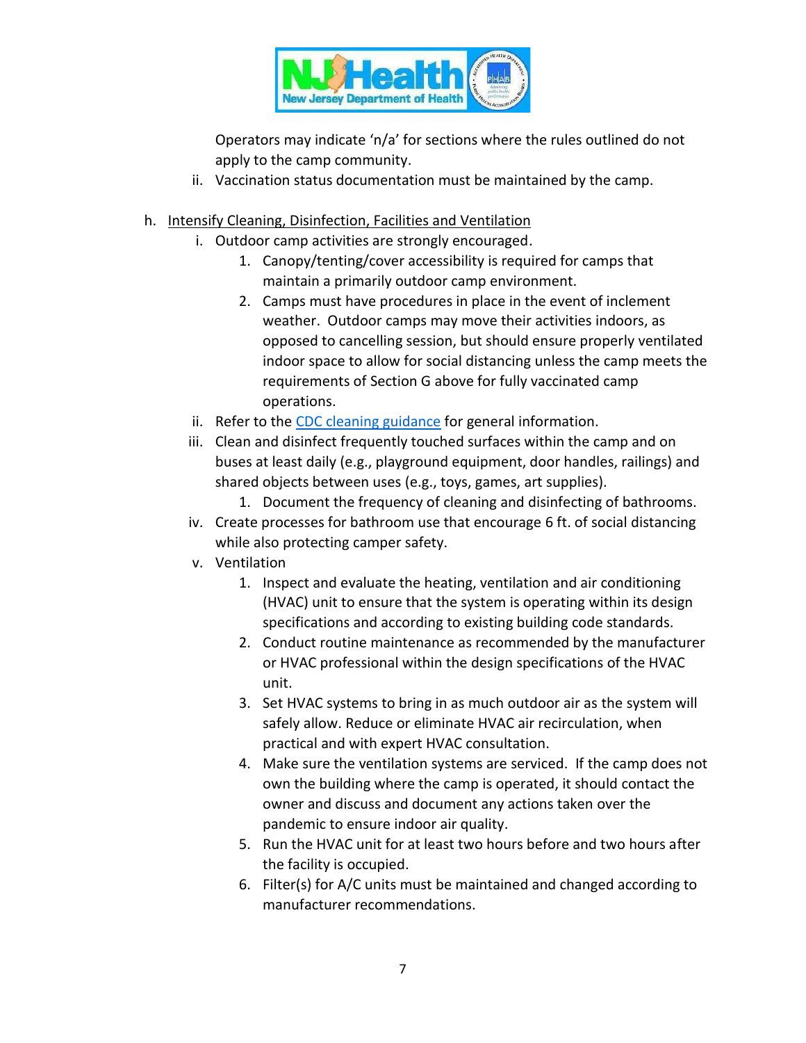Operators may indicate 'n/a' for sections where the rules outlined do not apply to the camp community.

ii. Vaccination status documentation must be maintained by the camp.

h. Intensify Cleaning, Disinfection, Facilities and Ventilation

i. Outdoor camp activities are strongly encouraged.

1. Canopy/tenting/cover accessibility is required for camps that maintain a primarily outdoor camp environment.
2. Camps must have procedures in place in the event of inclement weather. Outdoor camps may move their activities indoors, as opposed to cancelling session, but should ensure properly ventilated indoor space to allow for social distancing unless the camp meets the requirements of Section G above for fully vaccinated camp operations.

ii. Refer to the [CDC cleaning guidance]() for general information.

iii. Clean and disinfect frequently touched surfaces within the camp and on buses at least daily (e.g., playground equipment, door handles, railings) and shared objects between uses (e.g., toys, games, art supplies).

1. Document the frequency of cleaning and disinfecting of bathrooms.

iv. Create processes for bathroom use that encourage 6 ft. of social distancing while also protecting camper safety.

v. Ventilation

1. Inspect and evaluate the heating, ventilation and air conditioning (HVAC) unit to ensure that the system is operating within its design specifications and according to existing building code standards.
2. Conduct routine maintenance as recommended by the manufacturer or HVAC professional within the design specifications of the HVAC unit.
3. Set HVAC systems to bring in as much outdoor air as the system will safely allow. Reduce or eliminate HVAC air recirculation, when practical and with expert HVAC consultation.
4. Make sure the ventilation systems are serviced. If the camp does not own the building where the camp is operated, it should contact the owner and discuss and document any actions taken over the pandemic to ensure indoor air quality.
5. Run the HVAC unit for at least two hours before and two hours after the facility is occupied.
6. Filter(s) for A/C units must be maintained and changed according to manufacturer recommendations.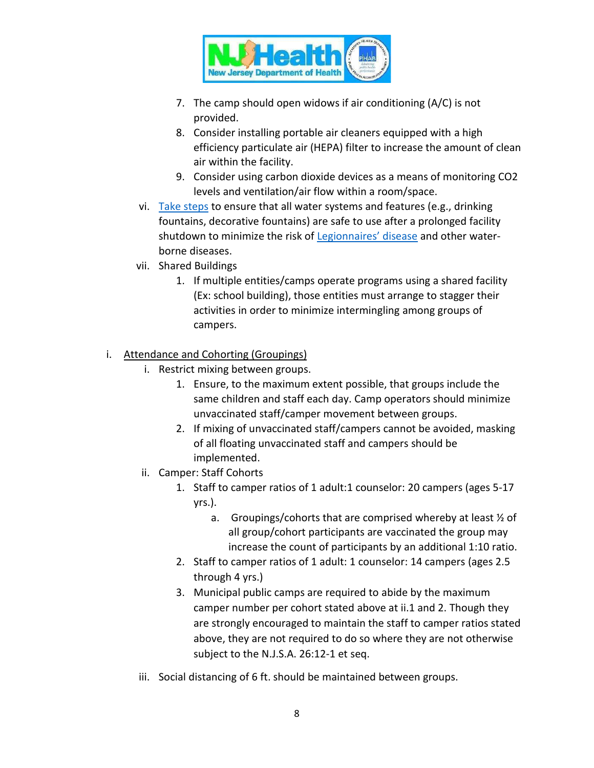7. The camp should open widows if air conditioning (A/C) is not provided.
8. Consider installing portable air cleaners equipped with a high efficiency particulate air (HEPA) filter to increase the amount of clean air within the facility.
9. Consider using carbon dioxide devices as a means of monitoring CO2 levels and ventilation/air flow within a room/space.

vi. [Take steps]() to ensure that all water systems and features (e.g., drinking fountains, decorative fountains) are safe to use after a prolonged facility shutdown to minimize the risk of [Legionnaires' disease]() and other water-borne diseases.

vii. Shared Buildings

1. If multiple entities/camps operate programs using a shared facility (Ex: school building), those entities must arrange to stagger their activities in order to minimize intermingling among groups of campers.

i. <u>Attendance and Cohorting (Groupings)</u>

i. Restrict mixing between groups.

1. Ensure, to the maximum extent possible, that groups include the same children and staff each day. Camp operators should minimize unvaccinated staff/camper movement between groups.
2. If mixing of unvaccinated staff/campers cannot be avoided, masking of all floating unvaccinated staff and campers should be implemented.

ii. Camper: Staff Cohorts

1. Staff to camper ratios of 1 adult:1 counselor: 20 campers (ages 5-17 yrs.).
   a. Groupings/cohorts that are comprised whereby at least ½ of all group/cohort participants are vaccinated the group may increase the count of participants by an additional 1:10 ratio.
2. Staff to camper ratios of 1 adult: 1 counselor: 14 campers (ages 2.5 through 4 yrs.)
3. Municipal public camps are required to abide by the maximum camper number per cohort stated above at ii.1 and 2. Though they are strongly encouraged to maintain the staff to camper ratios stated above, they are not required to do so where they are not otherwise subject to the N.J.S.A. 26:12-1 et seq.

iii. Social distancing of 6 ft. should be maintained between groups.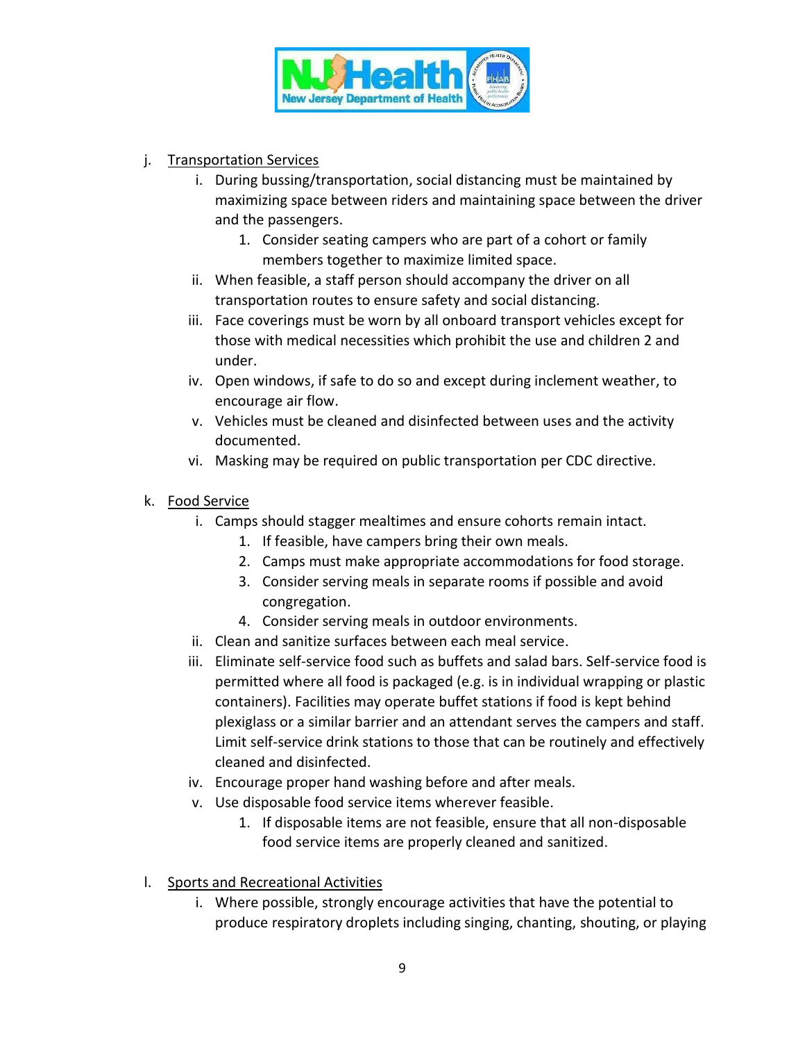j. Transportation Services
   i. During bussing/transportation, social distancing must be maintained by maximizing space between riders and maintaining space between the driver and the passengers.
      1. Consider seating campers who are part of a cohort or family members together to maximize limited space.
   ii. When feasible, a staff person should accompany the driver on all transportation routes to ensure safety and social distancing.
   iii. Face coverings must be worn by all onboard transport vehicles except for those with medical necessities which prohibit the use and children 2 and under.
   iv. Open windows, if safe to do so and except during inclement weather, to encourage air flow.
   v. Vehicles must be cleaned and disinfected between uses and the activity documented.
   vi. Masking may be required on public transportation per CDC directive.

k. Food Service
   i. Camps should stagger mealtimes and ensure cohorts remain intact.
      1. If feasible, have campers bring their own meals.
      2. Camps must make appropriate accommodations for food storage.
      3. Consider serving meals in separate rooms if possible and avoid congregation.
      4. Consider serving meals in outdoor environments.
   ii. Clean and sanitize surfaces between each meal service.
   iii. Eliminate self-service food such as buffets and salad bars. Self-service food is permitted where all food is packaged (e.g. is in individual wrapping or plastic containers). Facilities may operate buffet stations if food is kept behind plexiglass or a similar barrier and an attendant serves the campers and staff. Limit self-service drink stations to those that can be routinely and effectively cleaned and disinfected.
   iv. Encourage proper hand washing before and after meals.
   v. Use disposable food service items wherever feasible.
      1. If disposable items are not feasible, ensure that all non-disposable food service items are properly cleaned and sanitized.

l. Sports and Recreational Activities
   i. Where possible, strongly encourage activities that have the potential to produce respiratory droplets including singing, chanting, shouting, or playing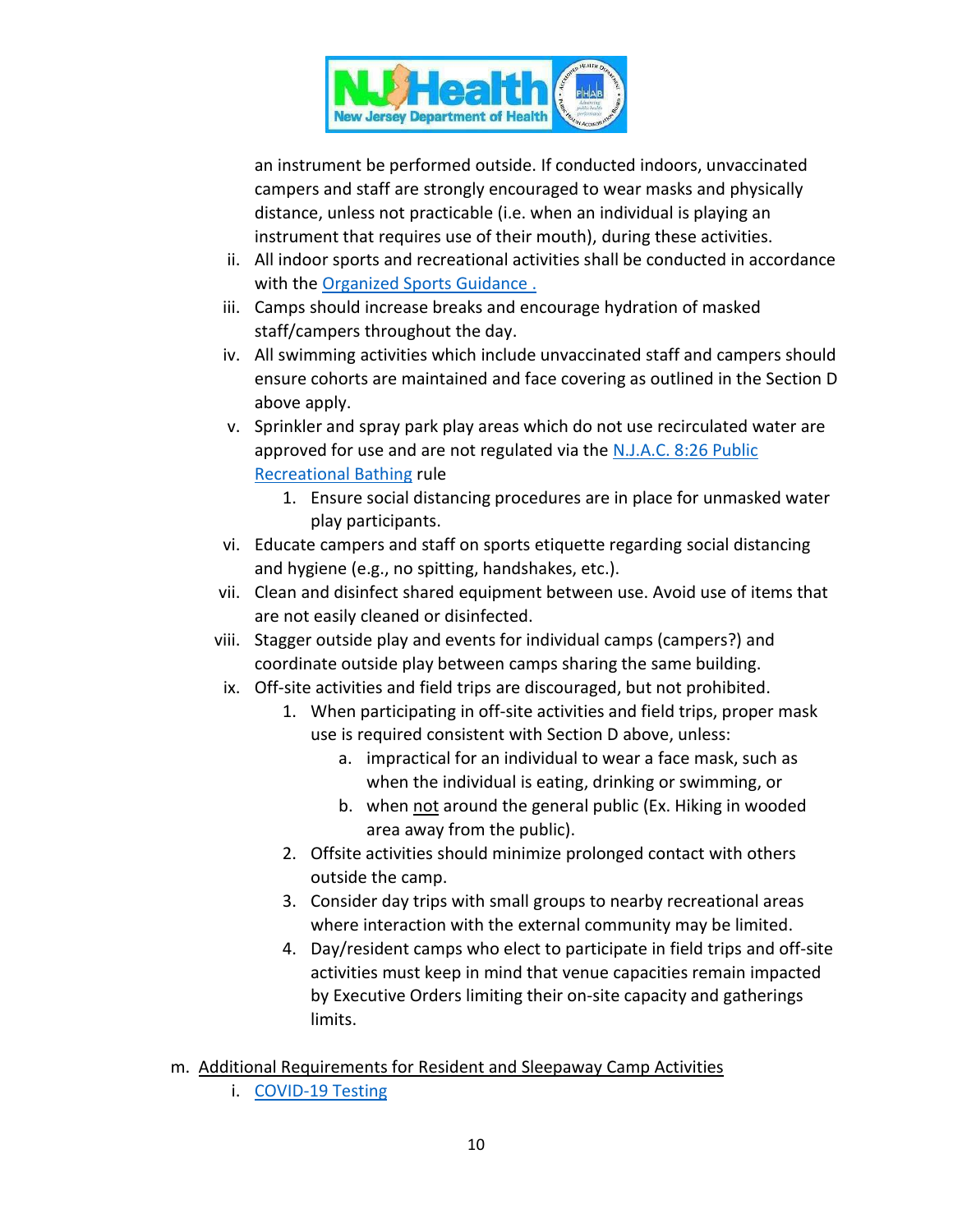an instrument be performed outside. If conducted indoors, unvaccinated campers and staff are strongly encouraged to wear masks and physically distance, unless not practicable (i.e. when an individual is playing an instrument that requires use of their mouth), during these activities.

ii. All indoor sports and recreational activities shall be conducted in accordance with the [Organized Sports Guidance .]()
iii. Camps should increase breaks and encourage hydration of masked staff/campers throughout the day.
iv. All swimming activities which include unvaccinated staff and campers should ensure cohorts are maintained and face covering as outlined in the Section D above apply.
v. Sprinkler and spray park play areas which do not use recirculated water are approved for use and are not regulated via the [N.J.A.C. 8:26 Public Recreational Bathing]() rule
    1. Ensure social distancing procedures are in place for unmasked water play participants.
vi. Educate campers and staff on sports etiquette regarding social distancing and hygiene (e.g., no spitting, handshakes, etc.).
vii. Clean and disinfect shared equipment between use. Avoid use of items that are not easily cleaned or disinfected.
viii. Stagger outside play and events for individual camps (campers?) and coordinate outside play between camps sharing the same building.
ix. Off-site activities and field trips are discouraged, but not prohibited.
    1. When participating in off-site activities and field trips, proper mask use is required consistent with Section D above, unless:
        a. impractical for an individual to wear a face mask, such as when the individual is eating, drinking or swimming, or
        b. when <u>not</u> around the general public (Ex. Hiking in wooded area away from the public).
    2. Offsite activities should minimize prolonged contact with others outside the camp.
    3. Consider day trips with small groups to nearby recreational areas where interaction with the external community may be limited.
    4. Day/resident camps who elect to participate in field trips and off-site activities must keep in mind that venue capacities remain impacted by Executive Orders limiting their on-site capacity and gatherings limits.

m. <u>Additional Requirements for Resident and Sleepaway Camp Activities</u>
    i. [COVID-19 Testing]()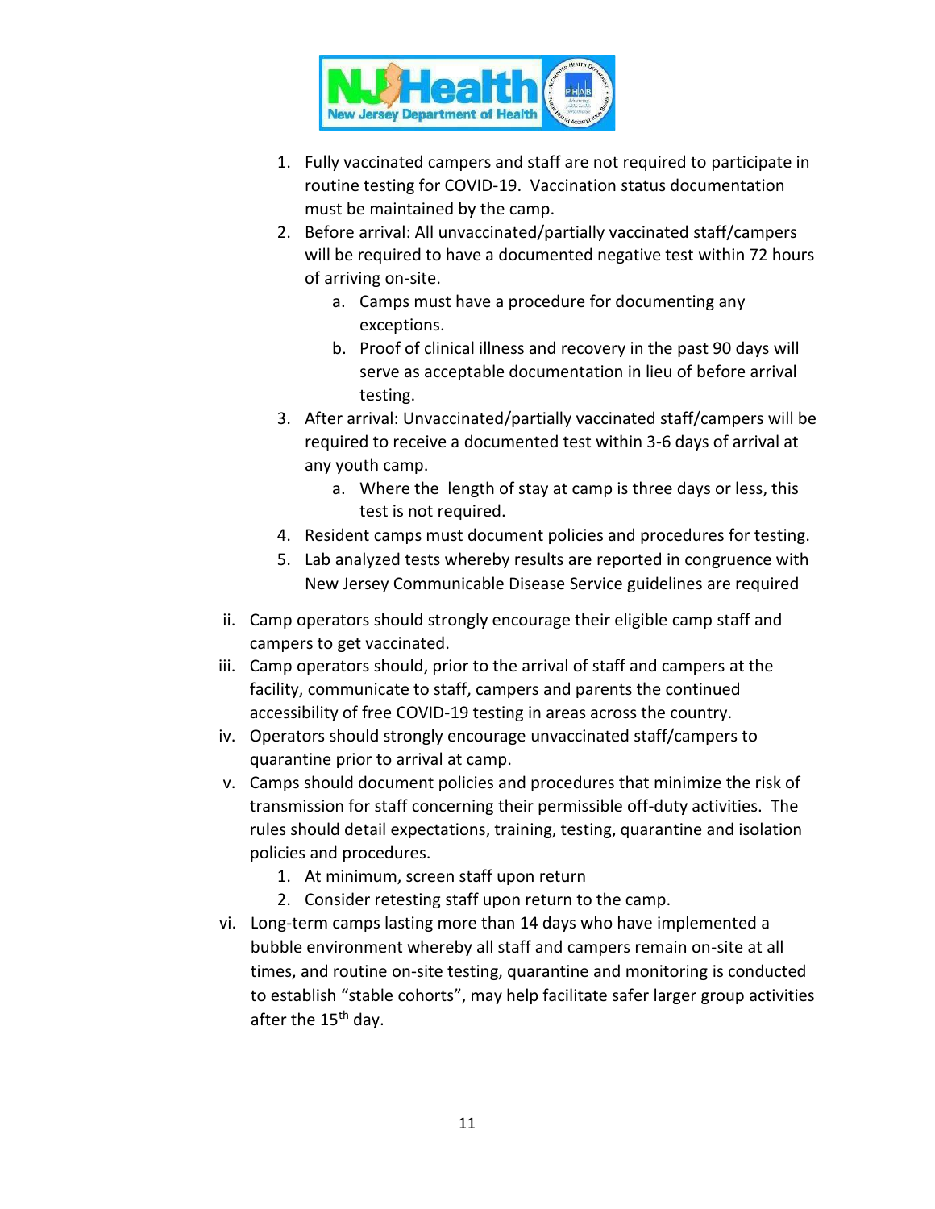1. Fully vaccinated campers and staff are not required to participate in routine testing for COVID-19. Vaccination status documentation must be maintained by the camp.
2. Before arrival: All unvaccinated/partially vaccinated staff/campers will be required to have a documented negative test within 72 hours of arriving on-site.
    a. Camps must have a procedure for documenting any exceptions.
    b. Proof of clinical illness and recovery in the past 90 days will serve as acceptable documentation in lieu of before arrival testing.
3. After arrival: Unvaccinated/partially vaccinated staff/campers will be required to receive a documented test within 3-6 days of arrival at any youth camp.
    a. Where the length of stay at camp is three days or less, this test is not required.
4. Resident camps must document policies and procedures for testing.
5. Lab analyzed tests whereby results are reported in congruence with New Jersey Communicable Disease Service guidelines are required

ii. Camp operators should strongly encourage their eligible camp staff and campers to get vaccinated.

iii. Camp operators should, prior to the arrival of staff and campers at the facility, communicate to staff, campers and parents the continued accessibility of free COVID-19 testing in areas across the country.

iv. Operators should strongly encourage unvaccinated staff/campers to quarantine prior to arrival at camp.

v. Camps should document policies and procedures that minimize the risk of transmission for staff concerning their permissible off-duty activities. The rules should detail expectations, training, testing, quarantine and isolation policies and procedures.

1. At minimum, screen staff upon return
2. Consider retesting staff upon return to the camp.

vi. Long-term camps lasting more than 14 days who have implemented a bubble environment whereby all staff and campers remain on-site at all times, and routine on-site testing, quarantine and monitoring is conducted to establish "stable cohorts", may help facilitate safer larger group activities after the 15th day.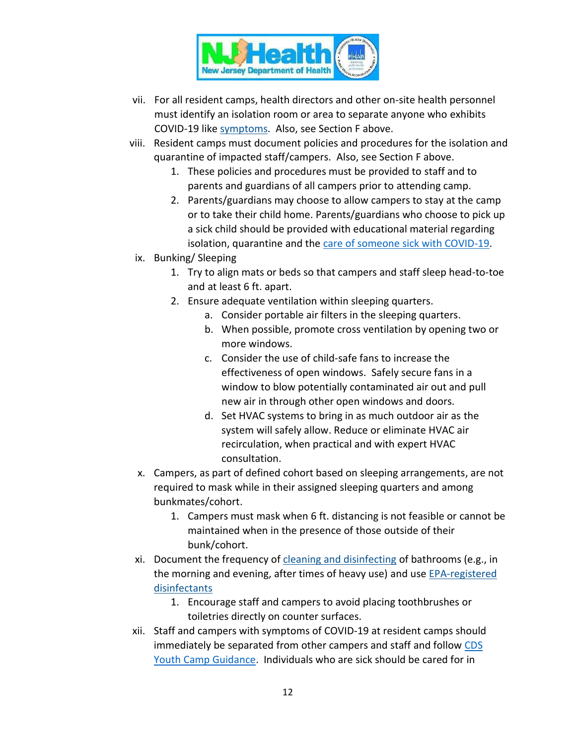vii. For all resident camps, health directors and other on-site health personnel must identify an isolation room or area to separate anyone who exhibits COVID-19 like symptoms. Also, see Section F above.

viii. Resident camps must document policies and procedures for the isolation and quarantine of impacted staff/campers. Also, see Section F above.

  1. These policies and procedures must be provided to staff and to parents and guardians of all campers prior to attending camp.
  2. Parents/guardians may choose to allow campers to stay at the camp or to take their child home. Parents/guardians who choose to pick up a sick child should be provided with educational material regarding isolation, quarantine and the care of someone sick with COVID-19.

ix. Bunking/ Sleeping

  1. Try to align mats or beds so that campers and staff sleep head-to-toe and at least 6 ft. apart.
  2. Ensure adequate ventilation within sleeping quarters.
     a. Consider portable air filters in the sleeping quarters.
     b. When possible, promote cross ventilation by opening two or more windows.
     c. Consider the use of child-safe fans to increase the effectiveness of open windows. Safely secure fans in a window to blow potentially contaminated air out and pull new air in through other open windows and doors.
     d. Set HVAC systems to bring in as much outdoor air as the system will safely allow. Reduce or eliminate HVAC air recirculation, when practical and with expert HVAC consultation.

x. Campers, as part of defined cohort based on sleeping arrangements, are not required to mask while in their assigned sleeping quarters and among bunkmates/cohort.

  1. Campers must mask when 6 ft. distancing is not feasible or cannot be maintained when in the presence of those outside of their bunk/cohort.

xi. Document the frequency of cleaning and disinfecting of bathrooms (e.g., in the morning and evening, after times of heavy use) and use EPA-registered disinfectants

  1. Encourage staff and campers to avoid placing toothbrushes or toiletries directly on counter surfaces.

xii. Staff and campers with symptoms of COVID-19 at resident camps should immediately be separated from other campers and staff and follow CDS Youth Camp Guidance. Individuals who are sick should be cared for in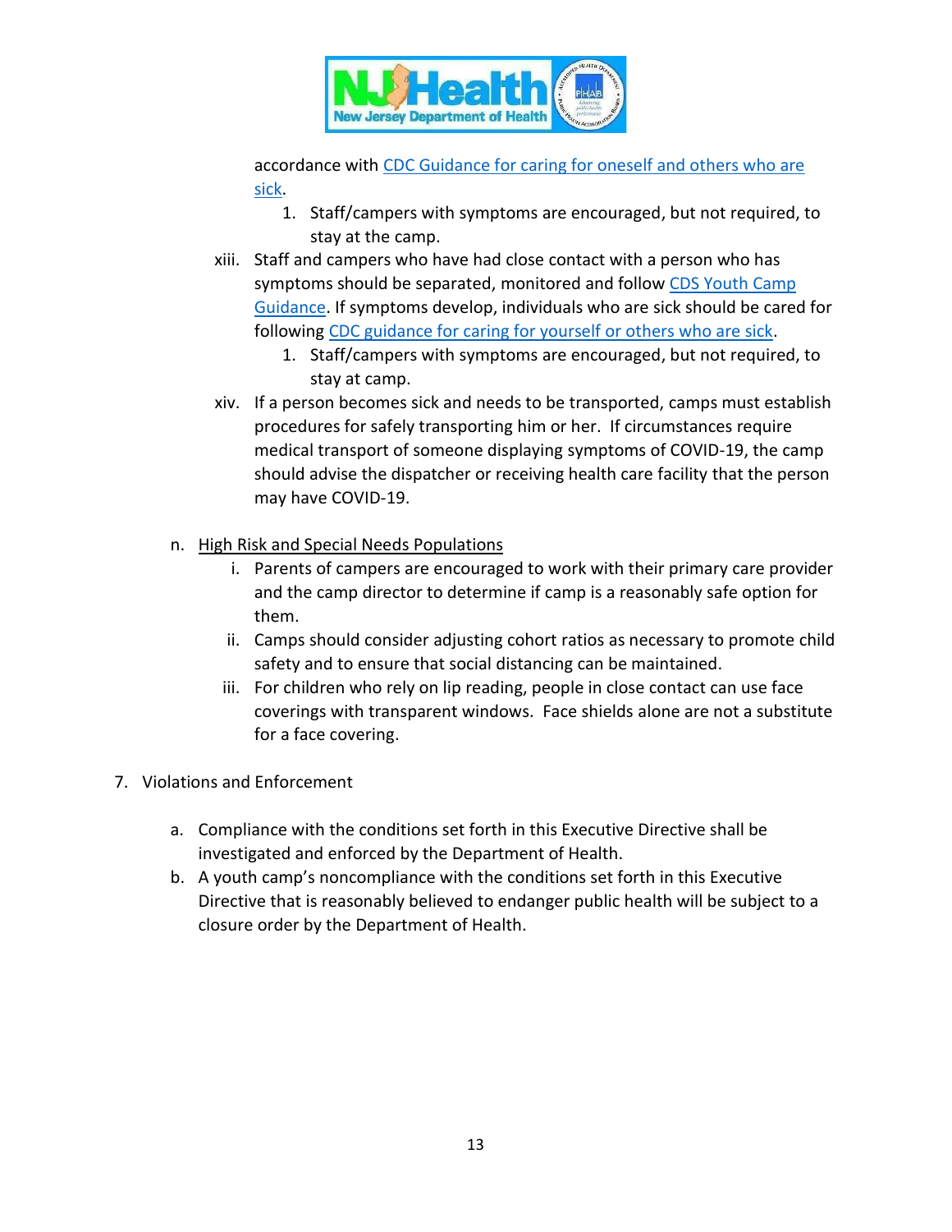accordance with [CDC Guidance for caring for oneself and others who are sick](#).

1. Staff/campers with symptoms are encouraged, but not required, to stay at the camp.

xiii. Staff and campers who have had close contact with a person who has symptoms should be separated, monitored and follow [CDS Youth Camp Guidance](#). If symptoms develop, individuals who are sick should be cared for following [CDC guidance for caring for yourself or others who are sick](#).

1. Staff/campers with symptoms are encouraged, but not required, to stay at camp.

xiv. If a person becomes sick and needs to be transported, camps must establish procedures for safely transporting him or her. If circumstances require medical transport of someone displaying symptoms of COVID-19, the camp should advise the dispatcher or receiving health care facility that the person may have COVID-19.

n. <u>High Risk and Special Needs Populations</u>

i. Parents of campers are encouraged to work with their primary care provider and the camp director to determine if camp is a reasonably safe option for them.

ii. Camps should consider adjusting cohort ratios as necessary to promote child safety and to ensure that social distancing can be maintained.

iii. For children who rely on lip reading, people in close contact can use face coverings with transparent windows. Face shields alone are not a substitute for a face covering.

7. Violations and Enforcement

a. Compliance with the conditions set forth in this Executive Directive shall be investigated and enforced by the Department of Health.

b. A youth camp's noncompliance with the conditions set forth in this Executive Directive that is reasonably believed to endanger public health will be subject to a closure order by the Department of Health.